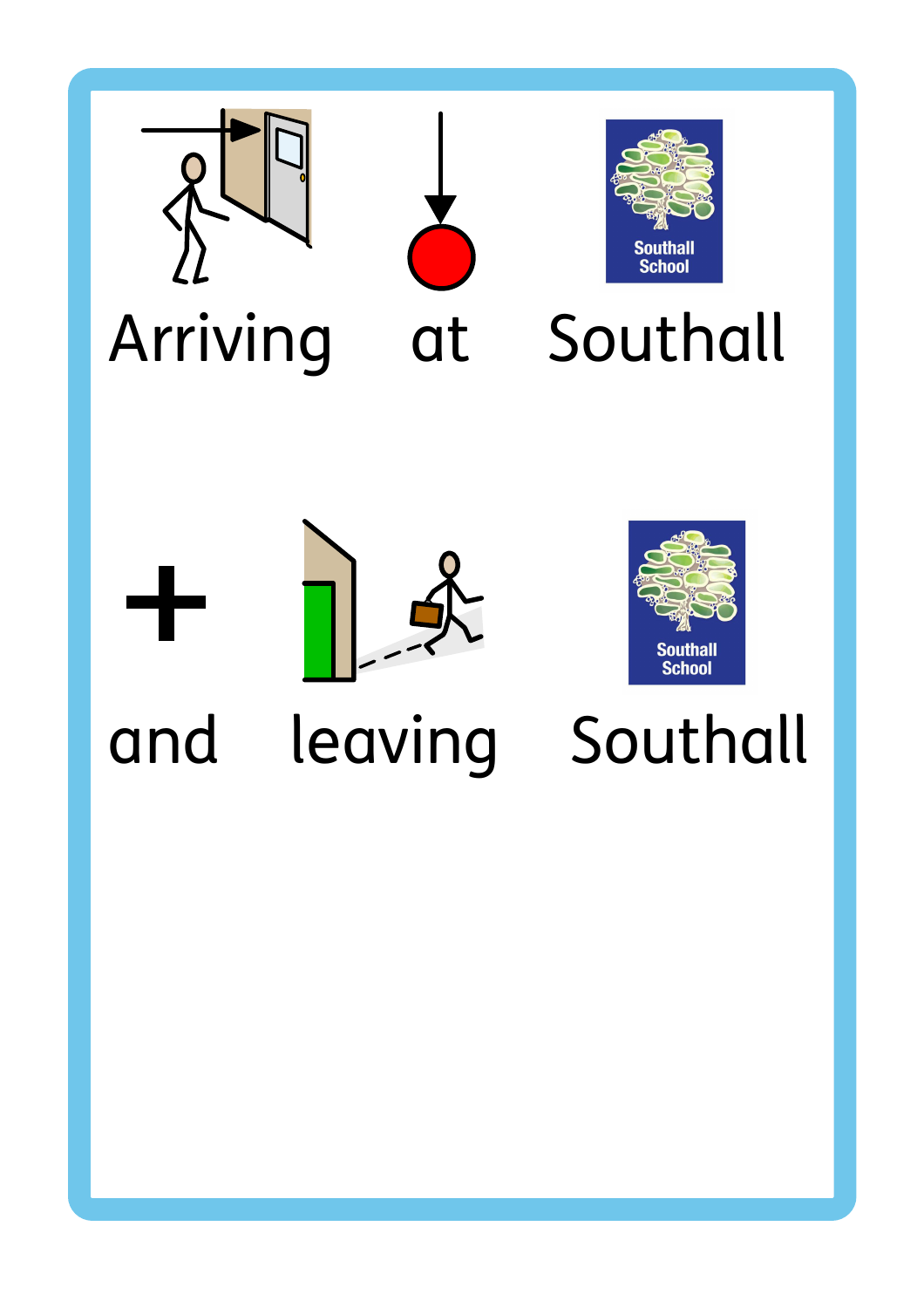Arriving at Southall

and leaving Southall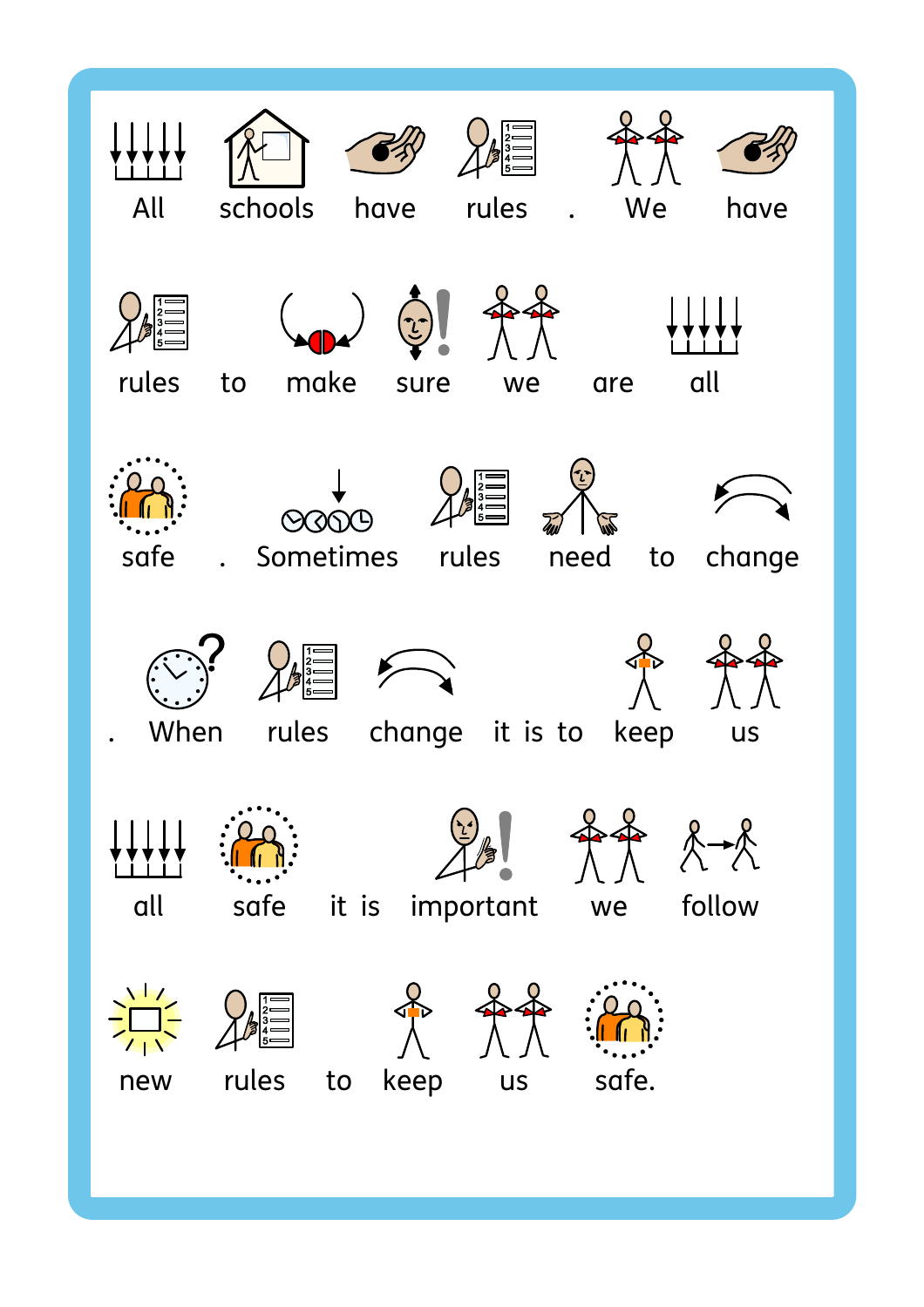All schools have rules . We have rules to make sure we are all safe . Sometimes rules need to change . When rules change it is to keep us all safe it is important we follow new rules to keep us safe.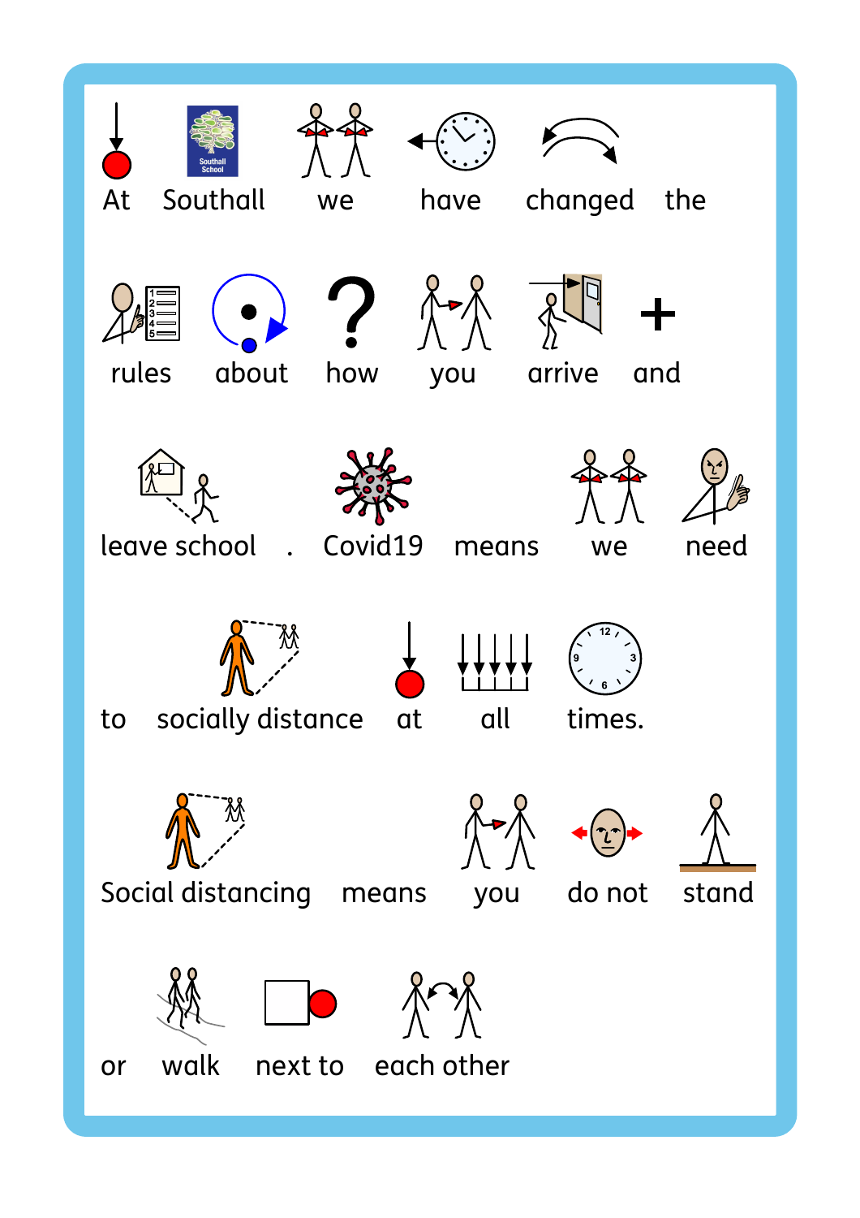At Southall we have changed the rules about how you arrive and leave school. Covid19 means we need to socially distance at all times.

Social distancing means you do not stand or walk next to each other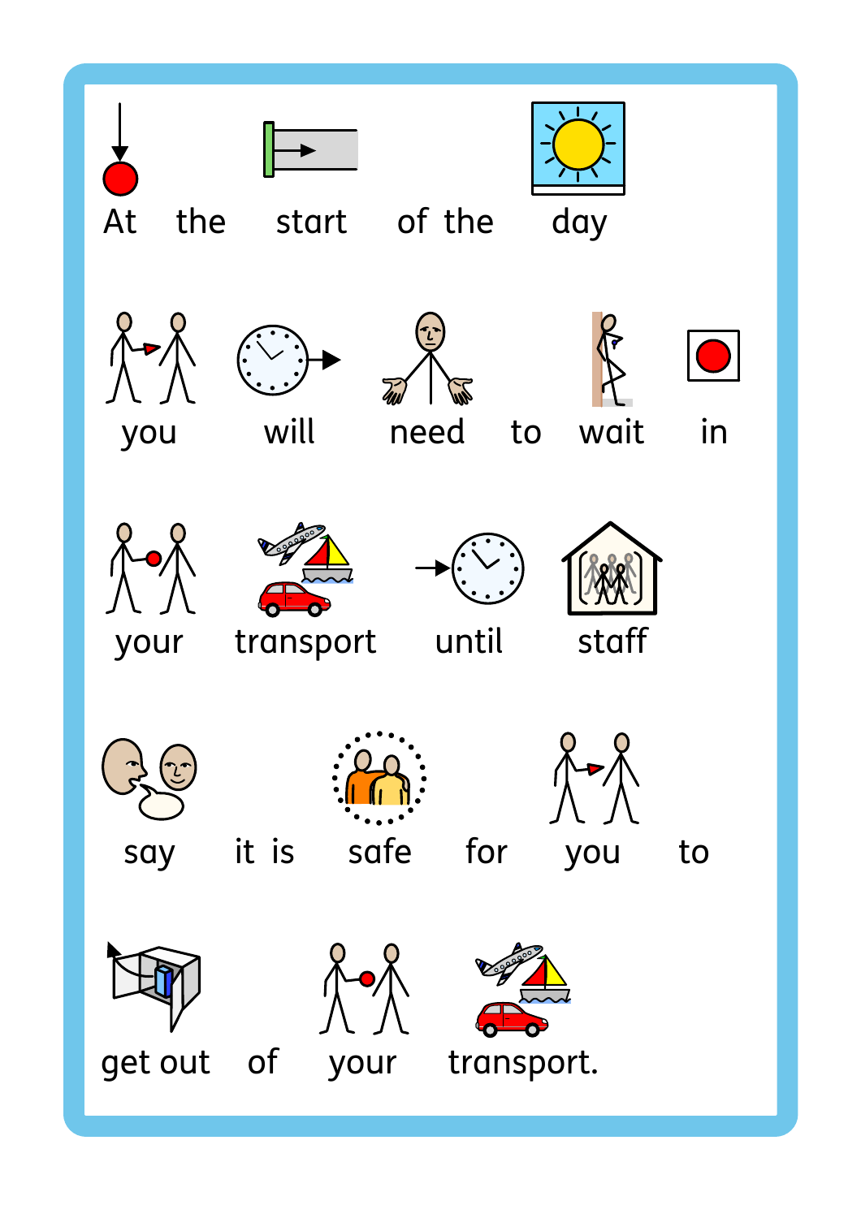At the start of the day

you will need to wait in

your transport until staff

say it is safe for you to

get out of your transport.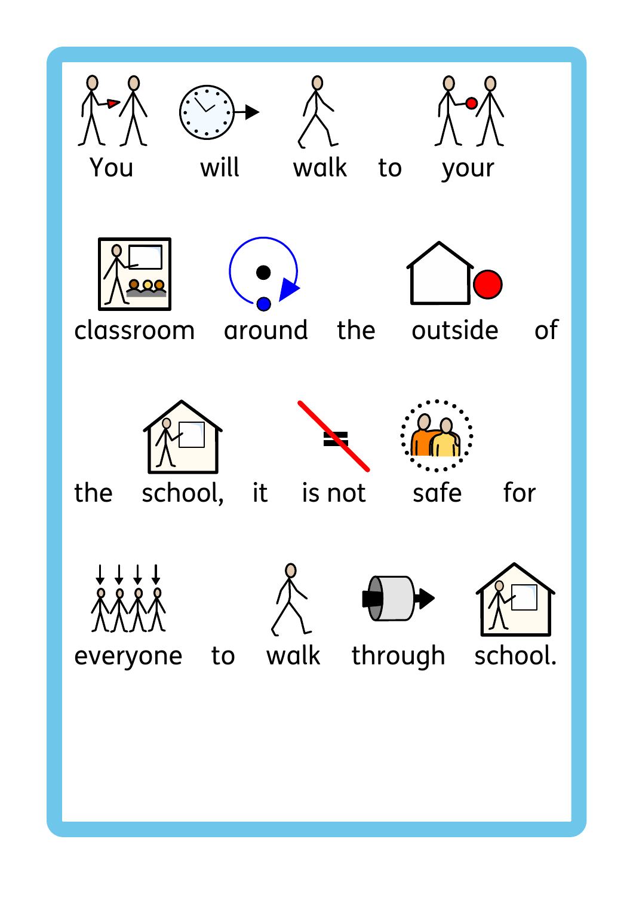You will walk to your classroom around the outside of the school, it is not safe for everyone to walk through school.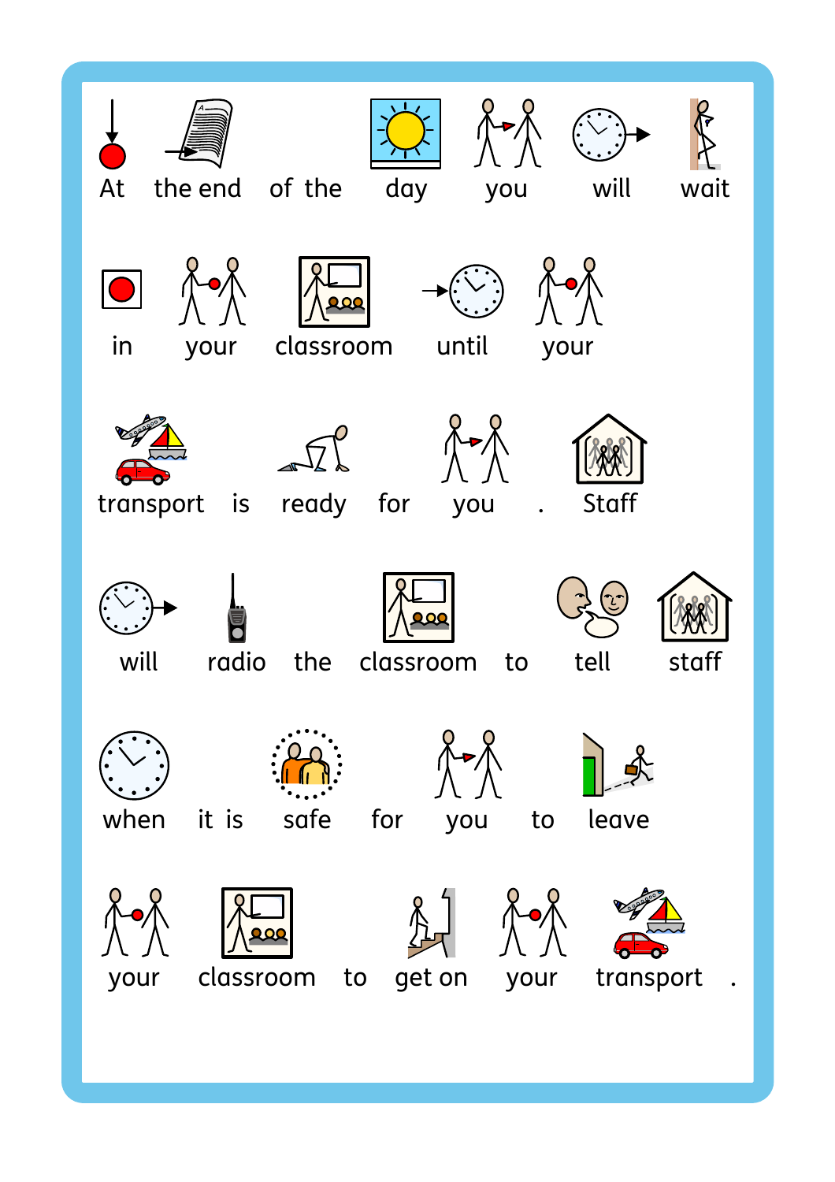At the end of the day you will wait in your classroom until your transport is ready for you. Staff will radio the classroom to tell staff when it is safe for you to leave your classroom to get on your transport.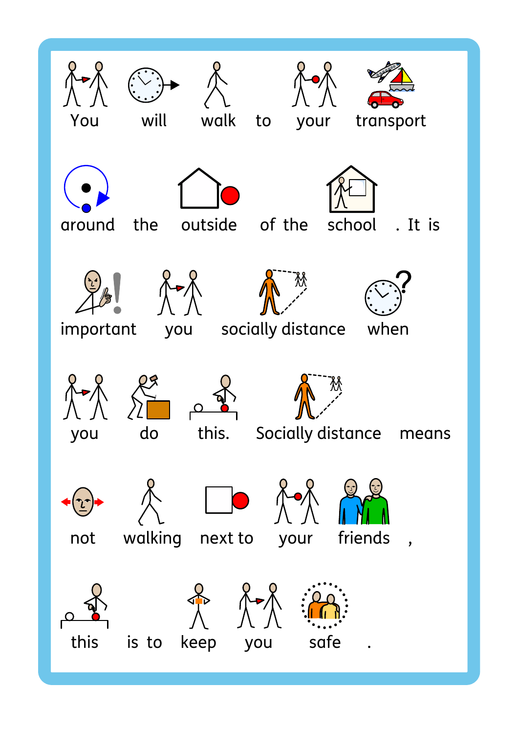You will walk to your transport around the outside of the school. It is important you socially distance when you do this. Socially distance means not walking next to your friends, this is to keep you safe.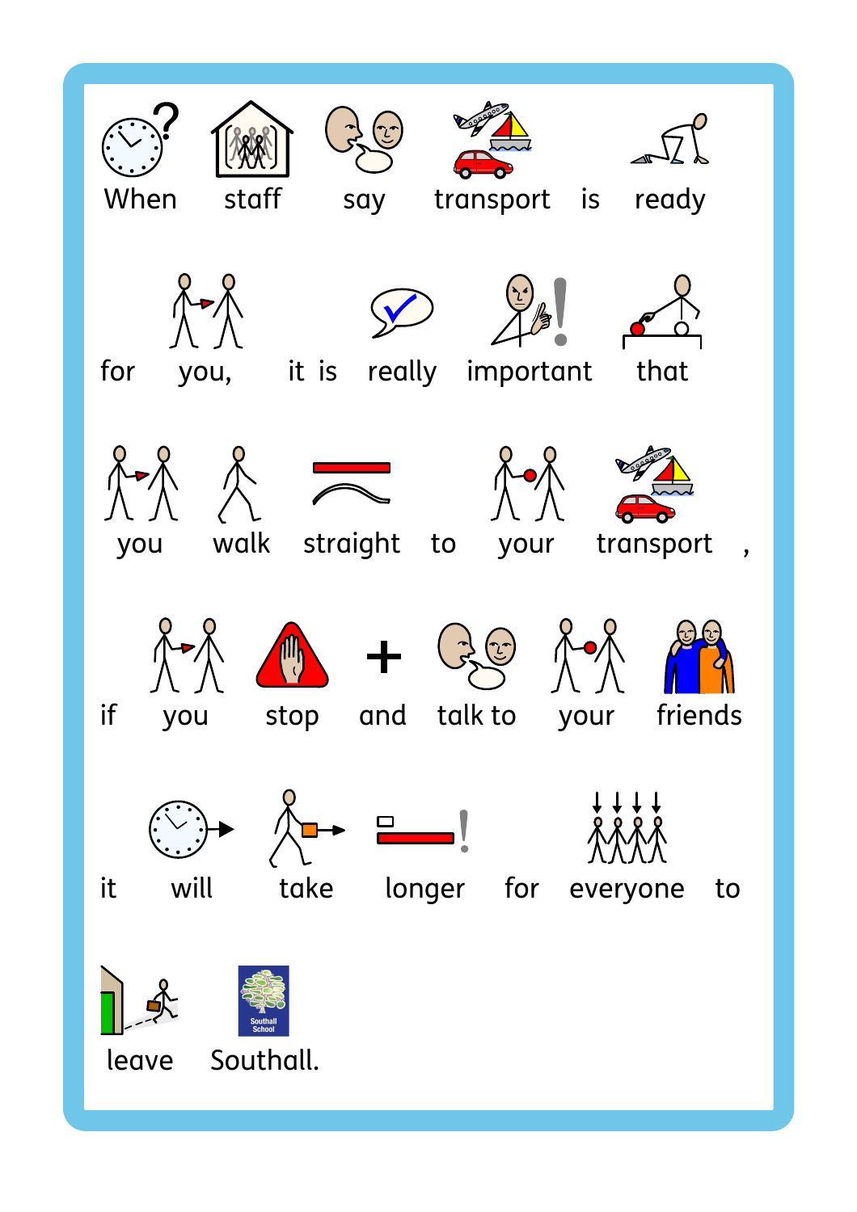When staff say transport is ready for you, it is really important that you walk straight to your transport, if you stop and talk to your friends it will take longer for everyone to leave Southall.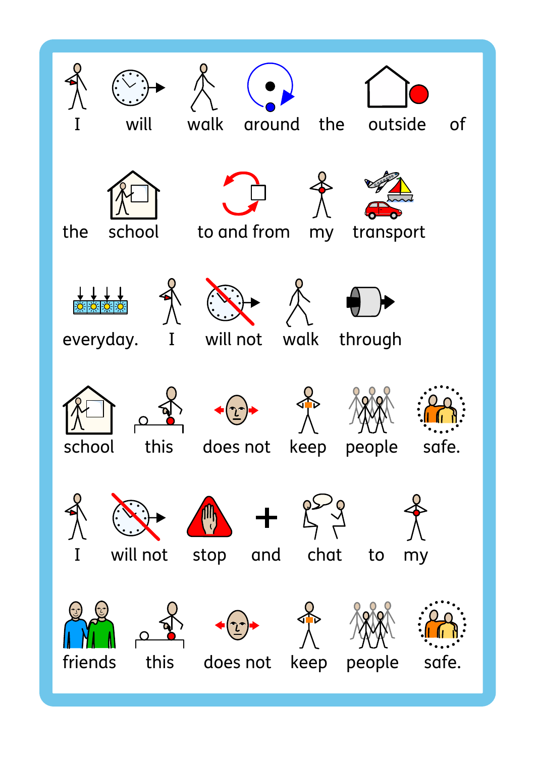I will walk around the outside of the school to and from my transport everyday. I will not walk through school this does not keep people safe.

I will not stop and chat to my friends this does not keep people safe.